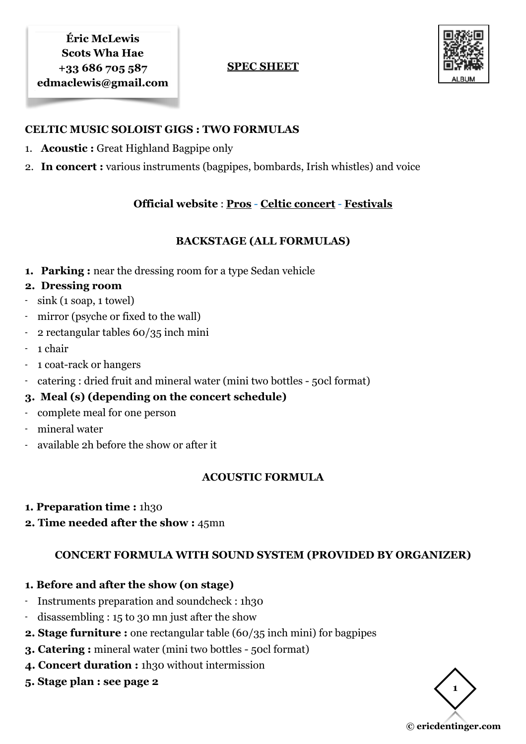**Éric McLewis**
**Scots Wha Hae**
**+33 686 705 587**
**edmaclewis@gmail.com**

# SPEC SHEET

ALBUM

## CELTIC MUSIC SOLOIST GIGS : TWO FORMULAS

1. **Acoustic :** Great Highland Bagpipe only
2. **In concert :** various instruments (bagpipes, bombards, Irish whistles) and voice

**Official website** : **Pros** - **Celtic concert** - **Festivals**

## BACKSTAGE (ALL FORMULAS)

**1. Parking :** near the dressing room for a type Sedan vehicle

**2. Dressing room**

- sink (1 soap, 1 towel)
- mirror (psyche or fixed to the wall)
- 2 rectangular tables 60/35 inch mini
- 1 chair
- 1 coat-rack or hangers
- catering : dried fruit and mineral water (mini two bottles - 50cl format)

**3. Meal (s) (depending on the concert schedule)**

- complete meal for one person
- mineral water
- available 2h before the show or after it

## ACOUSTIC FORMULA

**1. Preparation time :** 1h30
**2. Time needed after the show :** 45mn

## CONCERT FORMULA WITH SOUND SYSTEM (PROVIDED BY ORGANIZER)

**1. Before and after the show (on stage)**

- Instruments preparation and soundcheck : 1h30
- disassembling : 15 to 30 mn just after the show

**2. Stage furniture :** one rectangular table (60/35 inch mini) for bagpipes
**3. Catering :** mineral water (mini two bottles - 50cl format)
**4. Concert duration :** 1h30 without intermission
**5. Stage plan : see page 2**

© ericdentinger.com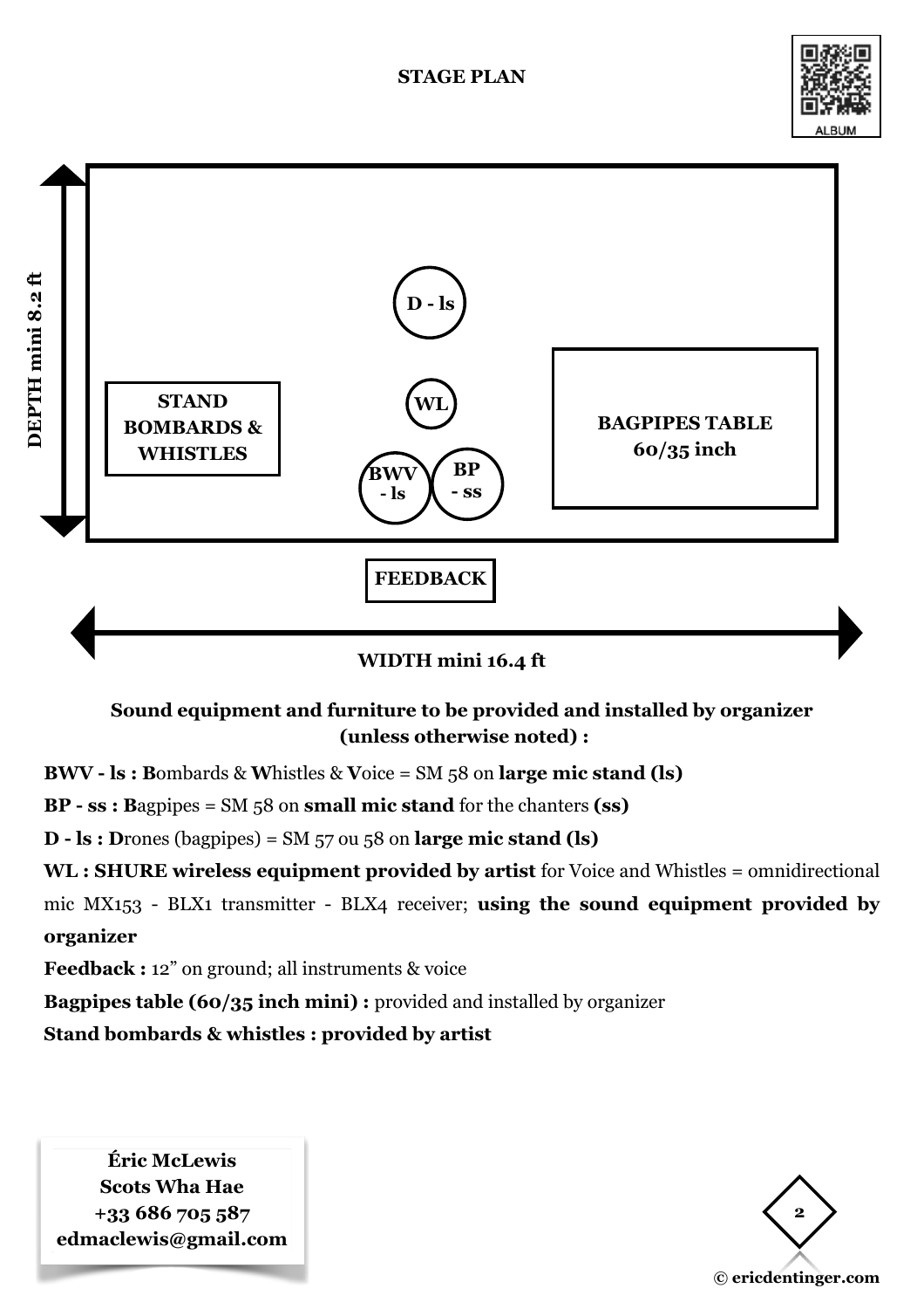# STAGE PLAN

ALBUM

DEPTH mini 8.2 ft

D - ls

WL

STAND BOMBARDS & WHISTLES

BWV - ls

BP - ss

BAGPIPES TABLE 60/35 inch

FEEDBACK

WIDTH mini 16.4 ft

**Sound equipment and furniture to be provided and installed by organizer (unless otherwise noted) :**

**BWV - ls : B**ombards & **W**histles & **V**oice = SM 58 on **large mic stand (ls)**

**BP - ss : B**agpipes = SM 58 on **small mic stand** for the chanters **(ss)**

**D - ls : D**rones (bagpipes) = SM 57 ou 58 on **large mic stand (ls)**

**WL : SHURE wireless equipment provided by artist** for Voice and Whistles = omnidirectional mic MX153 - BLX1 transmitter - BLX4 receiver; **using the sound equipment provided by organizer**

**Feedback :** 12” on ground; all instruments & voice

**Bagpipes table (60/35 inch mini) :** provided and installed by organizer

**Stand bombards & whistles : provided by artist**

**Éric McLewis**
**Scots Wha Hae**
**+33 686 705 587**
**edmaclewis@gmail.com**

**© ericdentinger.com**